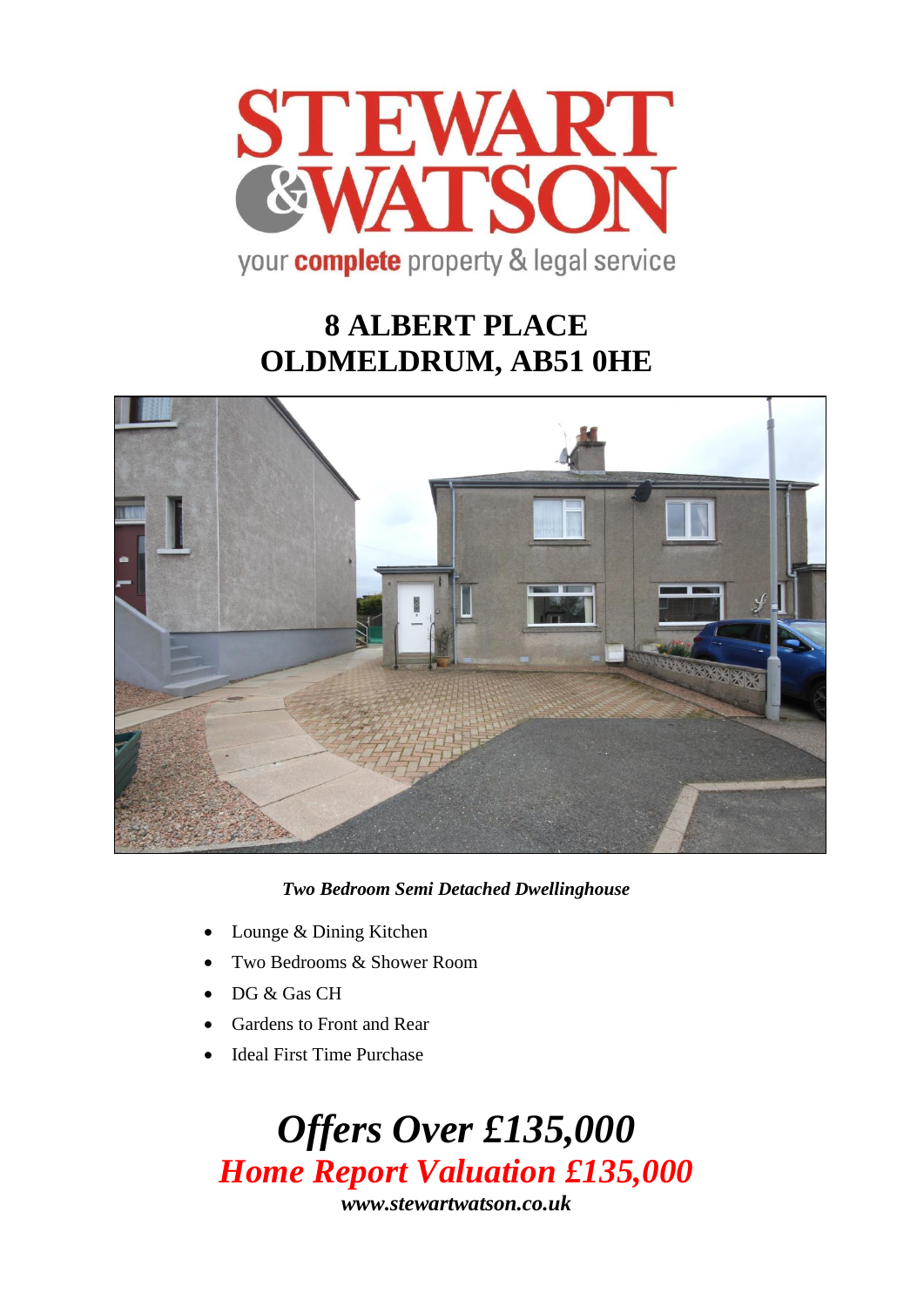STEWART &WATSON

your **complete** property & legal service

# 8 ALBERT PLACE
# OLDMELDRUM, AB51 0HE

***Two Bedroom Semi Detached Dwellinghouse***

- Lounge & Dining Kitchen
- Two Bedrooms & Shower Room
- DG & Gas CH
- Gardens to Front and Rear
- Ideal First Time Purchase

## ***Offers Over £135,000***
## ***Home Report Valuation £135,000***

***www.stewartwatson.co.uk***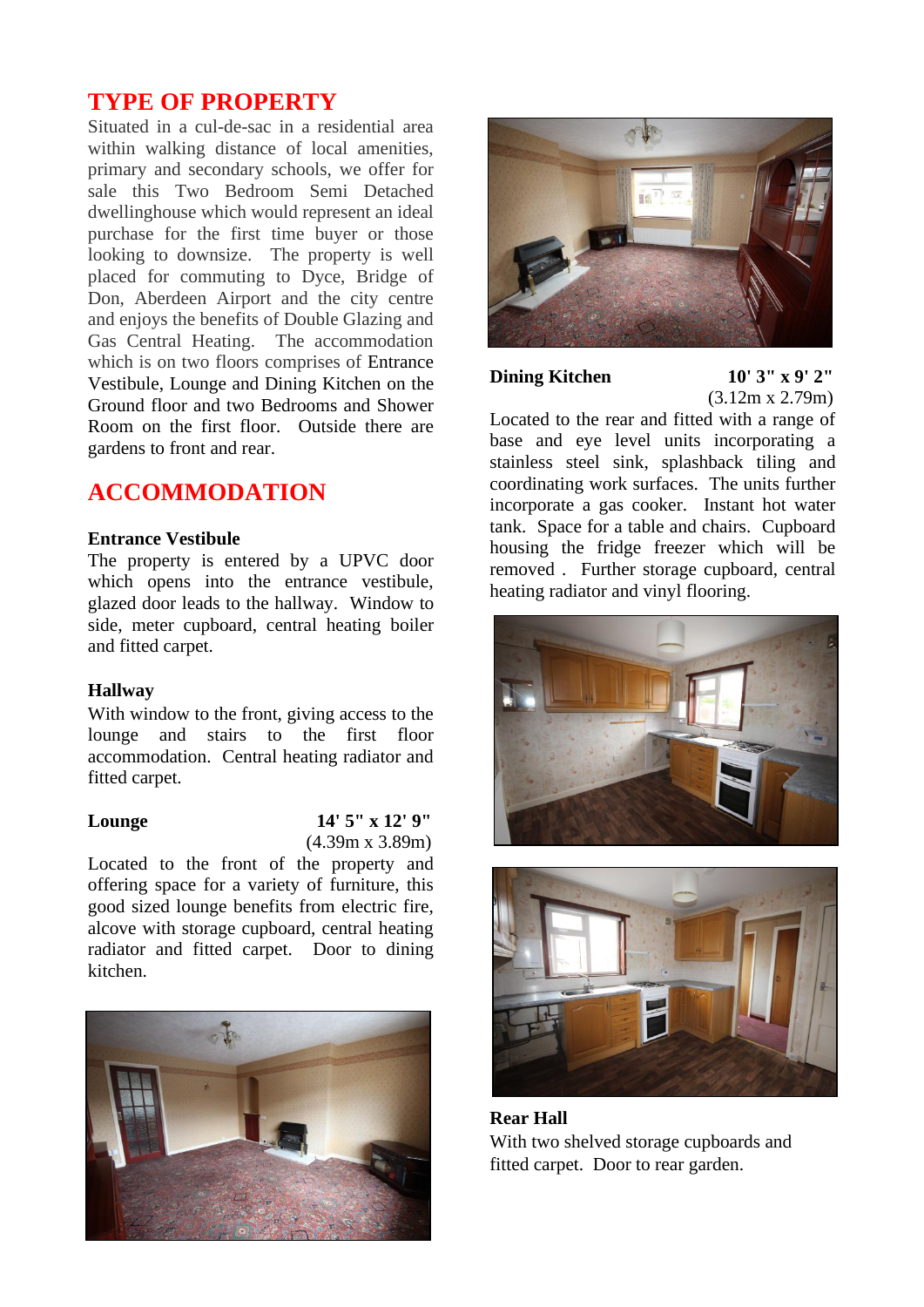## TYPE OF PROPERTY

Situated in a cul-de-sac in a residential area within walking distance of local amenities, primary and secondary schools, we offer for sale this Two Bedroom Semi Detached dwellinghouse which would represent an ideal purchase for the first time buyer or those looking to downsize. The property is well placed for commuting to Dyce, Bridge of Don, Aberdeen Airport and the city centre and enjoys the benefits of Double Glazing and Gas Central Heating. The accommodation which is on two floors comprises of Entrance Vestibule, Lounge and Dining Kitchen on the Ground floor and two Bedrooms and Shower Room on the first floor. Outside there are gardens to front and rear.

## ACCOMMODATION

**Entrance Vestibule**

The property is entered by a UPVC door which opens into the entrance vestibule, glazed door leads to the hallway. Window to side, meter cupboard, central heating boiler and fitted carpet.

**Hallway**

With window to the front, giving access to the lounge and stairs to the first floor accommodation. Central heating radiator and fitted carpet.

**Lounge** **14' 5" x 12' 9"**
(4.39m x 3.89m)

Located to the front of the property and offering space for a variety of furniture, this good sized lounge benefits from electric fire, alcove with storage cupboard, central heating radiator and fitted carpet. Door to dining kitchen.

**Dining Kitchen** **10' 3" x 9' 2"**
(3.12m x 2.79m)

Located to the rear and fitted with a range of base and eye level units incorporating a stainless steel sink, splashback tiling and coordinating work surfaces. The units further incorporate a gas cooker. Instant hot water tank. Space for a table and chairs. Cupboard housing the fridge freezer which will be removed . Further storage cupboard, central heating radiator and vinyl flooring.

**Rear Hall**

With two shelved storage cupboards and fitted carpet. Door to rear garden.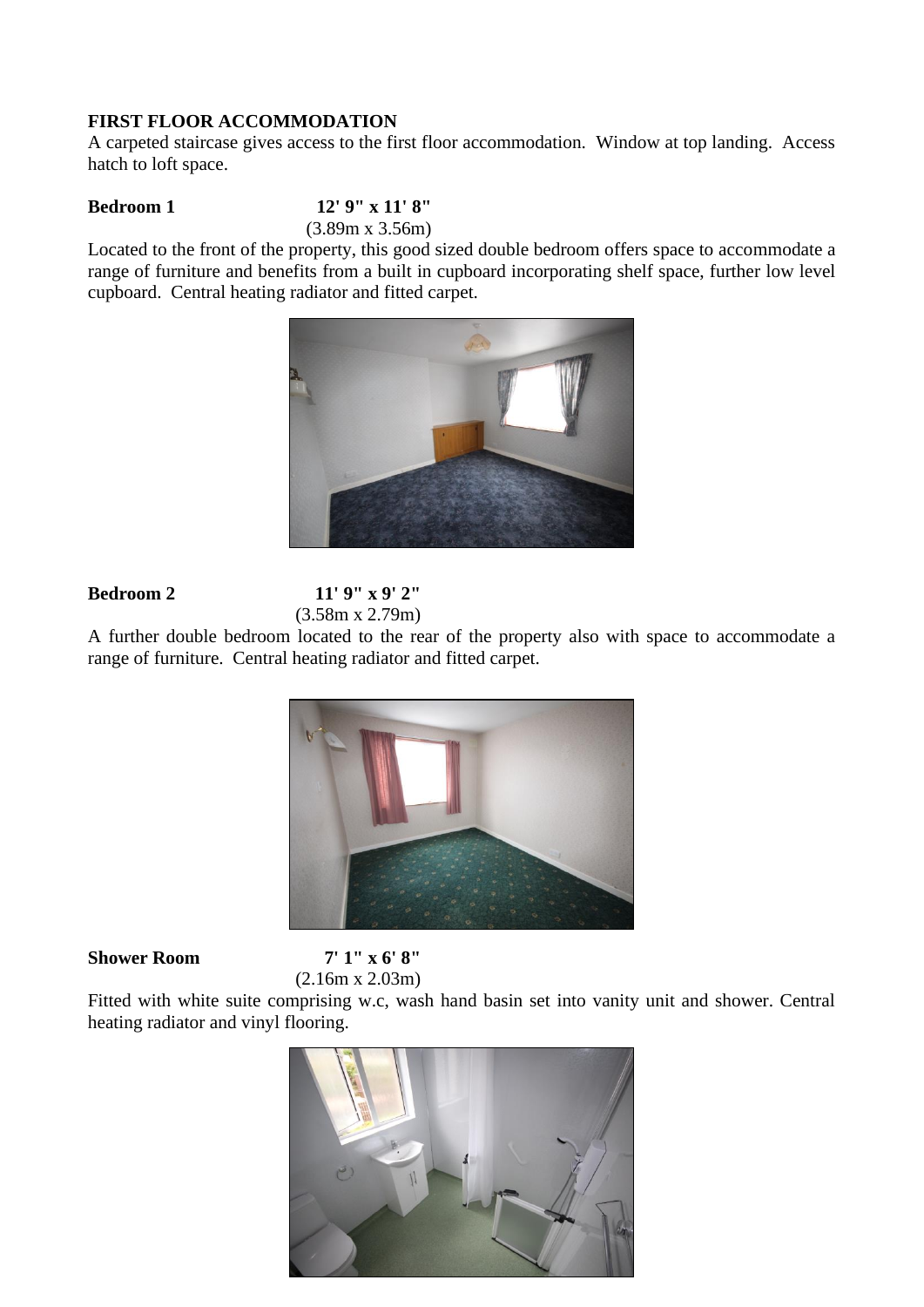**FIRST FLOOR ACCOMMODATION**

A carpeted staircase gives access to the first floor accommodation. Window at top landing. Access hatch to loft space.

**Bedroom 1** **12' 9" x 11' 8"**
(3.89m x 3.56m)

Located to the front of the property, this good sized double bedroom offers space to accommodate a range of furniture and benefits from a built in cupboard incorporating shelf space, further low level cupboard. Central heating radiator and fitted carpet.

**Bedroom 2** **11' 9" x 9' 2"**
(3.58m x 2.79m)

A further double bedroom located to the rear of the property also with space to accommodate a range of furniture. Central heating radiator and fitted carpet.

**Shower Room** **7' 1" x 6' 8"**
(2.16m x 2.03m)

Fitted with white suite comprising w.c, wash hand basin set into vanity unit and shower. Central heating radiator and vinyl flooring.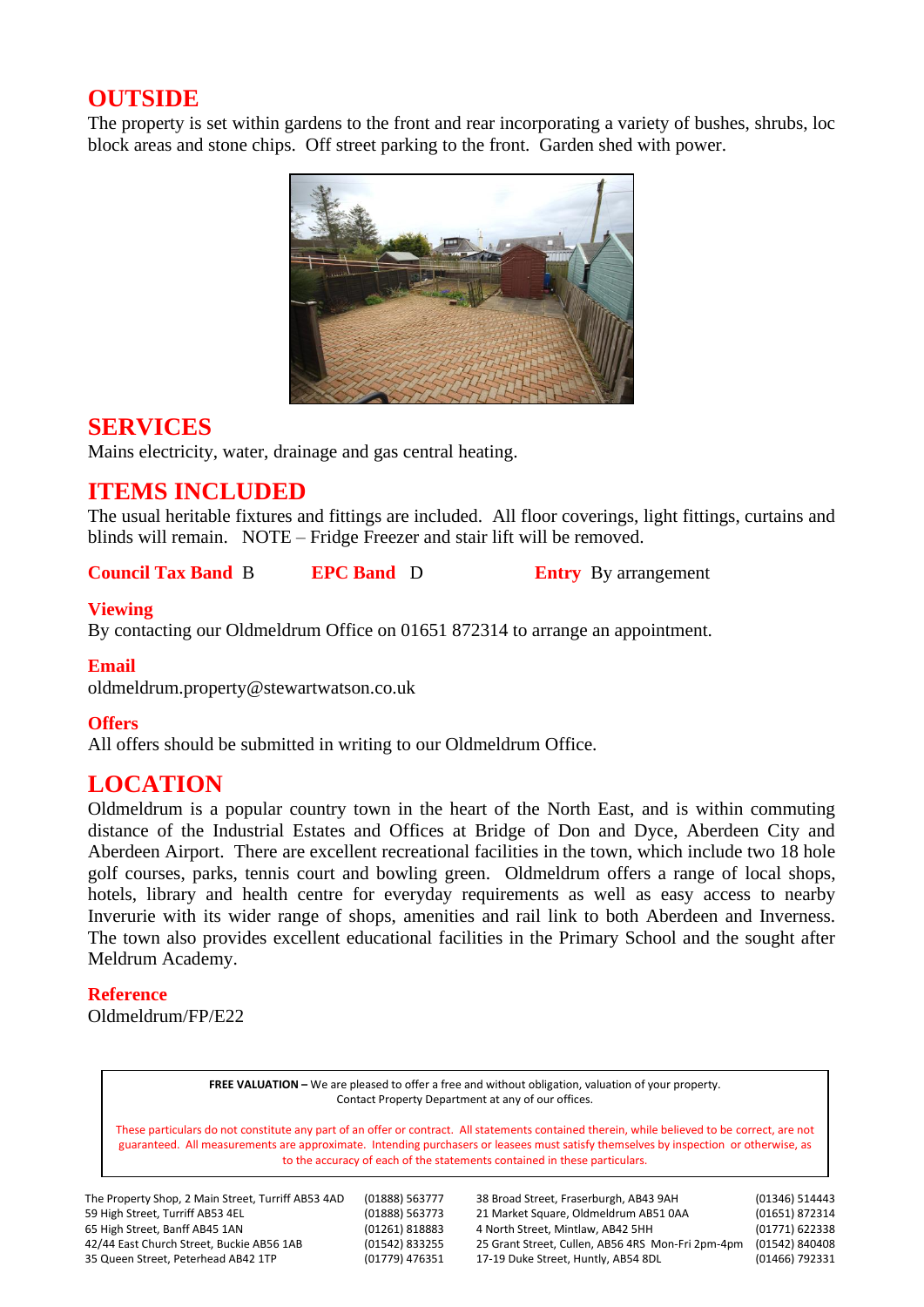## OUTSIDE

The property is set within gardens to the front and rear incorporating a variety of bushes, shrubs, loc block areas and stone chips. Off street parking to the front. Garden shed with power.

## SERVICES

Mains electricity, water, drainage and gas central heating.

## ITEMS INCLUDED

The usual heritable fixtures and fittings are included. All floor coverings, light fittings, curtains and blinds will remain. NOTE – Fridge Freezer and stair lift will be removed.

**Council Tax Band** B **EPC Band** D **Entry** By arrangement

**Viewing**

By contacting our Oldmeldrum Office on 01651 872314 to arrange an appointment.

**Email**

oldmeldrum.property@stewartwatson.co.uk

**Offers**

All offers should be submitted in writing to our Oldmeldrum Office.

## LOCATION

Oldmeldrum is a popular country town in the heart of the North East, and is within commuting distance of the Industrial Estates and Offices at Bridge of Don and Dyce, Aberdeen City and Aberdeen Airport. There are excellent recreational facilities in the town, which include two 18 hole golf courses, parks, tennis court and bowling green. Oldmeldrum offers a range of local shops, hotels, library and health centre for everyday requirements as well as easy access to nearby Inverurie with its wider range of shops, amenities and rail link to both Aberdeen and Inverness. The town also provides excellent educational facilities in the Primary School and the sought after Meldrum Academy.

**Reference**

Oldmeldrum/FP/E22

**FREE VALUATION –** We are pleased to offer a free and without obligation, valuation of your property. Contact Property Department at any of our offices.

These particulars do not constitute any part of an offer or contract. All statements contained therein, while believed to be correct, are not guaranteed. All measurements are approximate. Intending purchasers or leasees must satisfy themselves by inspection or otherwise, as to the accuracy of each of the statements contained in these particulars.

| | | | |
|---|---|---|---|
| The Property Shop, 2 Main Street, Turriff AB53 4AD | (01888) 563777 | 38 Broad Street, Fraserburgh, AB43 9AH | (01346) 514443 |
| 59 High Street, Turriff AB53 4EL | (01888) 563773 | 21 Market Square, Oldmeldrum AB51 0AA | (01651) 872314 |
| 65 High Street, Banff AB45 1AN | (01261) 818883 | 4 North Street, Mintlaw, AB42 5HH | (01771) 622338 |
| 42/44 East Church Street, Buckie AB56 1AB | (01542) 833255 | 25 Grant Street, Cullen, AB56 4RS Mon-Fri 2pm-4pm | (01542) 840408 |
| 35 Queen Street, Peterhead AB42 1TP | (01779) 476351 | 17-19 Duke Street, Huntly, AB54 8DL | (01466) 792331 |